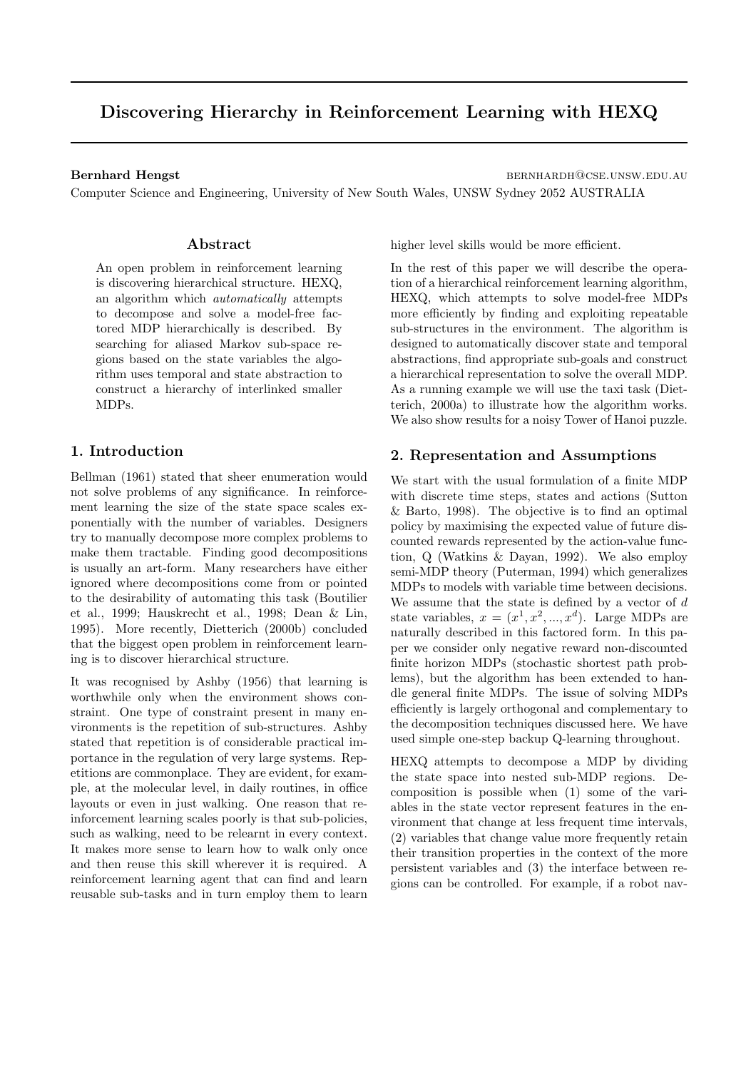# Discovering Hierarchy in Reinforcement Learning with HEXQ

**Bernhard Hengst** BERNHARDH@CSE.UNSW.EDU.AU

Computer Science and Engineering, University of New South Wales, UNSW Sydney 2052 AUSTRALIA

## Abstract

An open problem in reinforcement learning is discovering hierarchical structure. HEXQ, an algorithm which *automatically* attempts to decompose and solve a model-free factored MDP hierarchically is described. By searching for aliased Markov sub-space regions based on the state variables the algorithm uses temporal and state abstraction to construct a hierarchy of interlinked smaller MDPs.

## 1. Introduction

Bellman (1961) stated that sheer enumeration would not solve problems of any significance. In reinforcement learning the size of the state space scales exponentially with the number of variables. Designers try to manually decompose more complex problems to make them tractable. Finding good decompositions is usually an art-form. Many researchers have either ignored where decompositions come from or pointed to the desirability of automating this task (Boutilier et al., 1999; Hauskrecht et al., 1998; Dean & Lin, 1995). More recently, Dietterich (2000b) concluded that the biggest open problem in reinforcement learning is to discover hierarchical structure.

It was recognised by Ashby (1956) that learning is worthwhile only when the environment shows constraint. One type of constraint present in many environments is the repetition of sub-structures. Ashby stated that repetition is of considerable practical importance in the regulation of very large systems. Repetitions are commonplace. They are evident, for example, at the molecular level, in daily routines, in office layouts or even in just walking. One reason that reinforcement learning scales poorly is that sub-policies, such as walking, need to be relearnt in every context. It makes more sense to learn how to walk only once and then reuse this skill wherever it is required. A reinforcement learning agent that can find and learn reusable sub-tasks and in turn employ them to learn higher level skills would be more efficient.

In the rest of this paper we will describe the operation of a hierarchical reinforcement learning algorithm, HEXQ, which attempts to solve model-free MDPs more efficiently by finding and exploiting repeatable sub-structures in the environment. The algorithm is designed to automatically discover state and temporal abstractions, find appropriate sub-goals and construct a hierarchical representation to solve the overall MDP. As a running example we will use the taxi task (Dietterich, 2000a) to illustrate how the algorithm works. We also show results for a noisy Tower of Hanoi puzzle.

## 2. Representation and Assumptions

We start with the usual formulation of a finite MDP with discrete time steps, states and actions (Sutton & Barto, 1998). The objective is to find an optimal policy by maximising the expected value of future discounted rewards represented by the action-value function, Q (Watkins & Dayan, 1992). We also employ semi-MDP theory (Puterman, 1994) which generalizes MDPs to models with variable time between decisions. We assume that the state is defined by a vector of $d$ state variables, $x = (x^1, x^2, ..., x^d)$. Large MDPs are naturally described in this factored form. In this paper we consider only negative reward non-discounted finite horizon MDPs (stochastic shortest path problems), but the algorithm has been extended to handle general finite MDPs. The issue of solving MDPs efficiently is largely orthogonal and complementary to the decomposition techniques discussed here. We have used simple one-step backup Q-learning throughout.

HEXQ attempts to decompose a MDP by dividing the state space into nested sub-MDP regions. Decomposition is possible when (1) some of the variables in the state vector represent features in the environment that change at less frequent time intervals, (2) variables that change value more frequently retain their transition properties in the context of the more persistent variables and (3) the interface between regions can be controlled. For example, if a robot nav-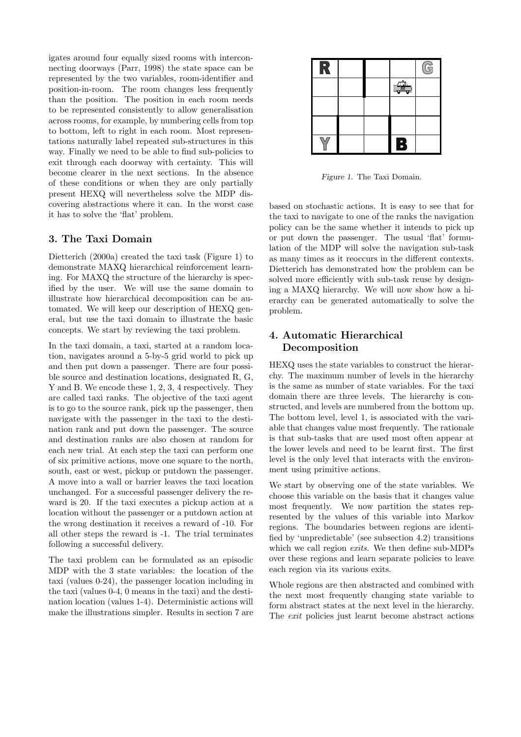igates around four equally sized rooms with interconnecting doorways (Parr, 1998) the state space can be represented by the two variables, room-identifier and position-in-room. The room changes less frequently than the position. The position in each room needs to be represented consistently to allow generalisation across rooms, for example, by numbering cells from top to bottom, left to right in each room. Most representations naturally label repeated sub-structures in this way. Finally we need to be able to find sub-policies to exit through each doorway with certainty. This will become clearer in the next sections. In the absence of these conditions or when they are only partially present HEXQ will nevertheless solve the MDP discovering abstractions where it can. In the worst case it has to solve the 'flat' problem.

## 3. The Taxi Domain

Dietterich (2000a) created the taxi task (Figure 1) to demonstrate MAXQ hierarchical reinforcement learning. For MAXQ the structure of the hierarchy is specified by the user. We will use the same domain to illustrate how hierarchical decomposition can be automated. We will keep our description of HEXQ general, but use the taxi domain to illustrate the basic concepts. We start by reviewing the taxi problem.

In the taxi domain, a taxi, started at a random location, navigates around a 5-by-5 grid world to pick up and then put down a passenger. There are four possible source and destination locations, designated R, G, Y and B. We encode these 1, 2, 3, 4 respectively. They are called taxi ranks. The objective of the taxi agent is to go to the source rank, pick up the passenger, then navigate with the passenger in the taxi to the destination rank and put down the passenger. The source and destination ranks are also chosen at random for each new trial. At each step the taxi can perform one of six primitive actions, move one square to the north, south, east or west, pickup or putdown the passenger. A move into a wall or barrier leaves the taxi location unchanged. For a successful passenger delivery the reward is 20. If the taxi executes a pickup action at a location without the passenger or a putdown action at the wrong destination it receives a reward of -10. For all other steps the reward is -1. The trial terminates following a successful delivery.

The taxi problem can be formulated as an episodic MDP with the 3 state variables: the location of the taxi (values 0-24), the passenger location including in the taxi (values 0-4, 0 means in the taxi) and the destination location (values 1-4). Deterministic actions will make the illustrations simpler. Results in section 7 are based on stochastic actions. It is easy to see that for the taxi to navigate to one of the ranks the navigation policy can be the same whether it intends to pick up or put down the passenger. The usual 'flat' formulation of the MDP will solve the navigation sub-task as many times as it reoccurs in the different contexts. Dietterich has demonstrated how the problem can be solved more efficiently with sub-task reuse by designing a MAXQ hierarchy. We will now show how a hierarchy can be generated automatically to solve the problem.

*Figure 1.* The Taxi Domain.

## 4. Automatic Hierarchical Decomposition

HEXQ uses the state variables to construct the hierarchy. The maximum number of levels in the hierarchy is the same as number of state variables. For the taxi domain there are three levels. The hierarchy is constructed, and levels are numbered from the bottom up. The bottom level, level 1, is associated with the variable that changes value most frequently. The rationale is that sub-tasks that are used most often appear at the lower levels and need to be learnt first. The first level is the only level that interacts with the environment using primitive actions.

We start by observing one of the state variables. We choose this variable on the basis that it changes value most frequently. We now partition the states represented by the values of this variable into Markov regions. The boundaries between regions are identified by 'unpredictable' (see subsection 4.2) transitions which we call region *exits*. We then define sub-MDPs over these regions and learn separate policies to leave each region via its various exits.

Whole regions are then abstracted and combined with the next most frequently changing state variable to form abstract states at the next level in the hierarchy. The *exit* policies just learnt become abstract actions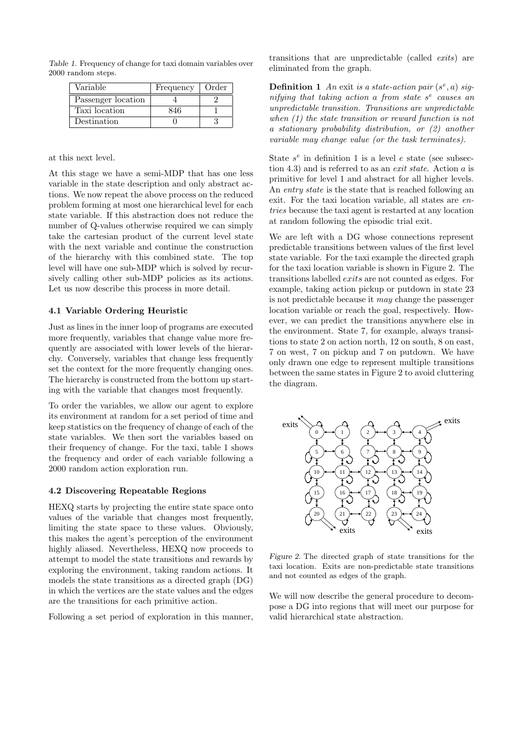Table 1. Frequency of change for taxi domain variables over 2000 random steps.

| Variable | Frequency | Order |
|---|---|---|
| Passenger location | 4 | 2 |
| Taxi location | 846 | 1 |
| Destination | 0 | 3 |

at this next level.

At this stage we have a semi-MDP that has one less variable in the state description and only abstract actions. We now repeat the above process on the reduced problem forming at most one hierarchical level for each state variable. If this abstraction does not reduce the number of Q-values otherwise required we can simply take the cartesian product of the current level state with the next variable and continue the construction of the hierarchy with this combined state. The top level will have one sub-MDP which is solved by recursively calling other sub-MDP policies as its actions. Let us now describe this process in more detail.

### 4.1 Variable Ordering Heuristic

Just as lines in the inner loop of programs are executed more frequently, variables that change value more frequently are associated with lower levels of the hierarchy. Conversely, variables that change less frequently set the context for the more frequently changing ones. The hierarchy is constructed from the bottom up starting with the variable that changes most frequently.

To order the variables, we allow our agent to explore its environment at random for a set period of time and keep statistics on the frequency of change of each of the state variables. We then sort the variables based on their frequency of change. For the taxi, table 1 shows the frequency and order of each variable following a 2000 random action exploration run.

### 4.2 Discovering Repeatable Regions

HEXQ starts by projecting the entire state space onto values of the variable that changes most frequently, limiting the state space to these values. Obviously, this makes the agent's perception of the environment highly aliased. Nevertheless, HEXQ now proceeds to attempt to model the state transitions and rewards by exploring the environment, taking random actions. It models the state transitions as a directed graph (DG) in which the vertices are the state values and the edges are the transitions for each primitive action.

Following a set period of exploration in this manner, transitions that are unpredictable (called *exits*) are eliminated from the graph.

**Definition 1** *An* exit *is a state-action pair* $(s^e, a)$ *signifying that taking action* $a$ *from state* $s^e$ *causes an unpredictable transition. Transitions are unpredictable when (1) the state transition or reward function is not a stationary probability distribution, or (2) another variable may change value (or the task terminates).*

State $s^e$ in definition 1 is a level $e$ state (see subsection 4.3) and is referred to as an *exit state*. Action $a$ is primitive for level 1 and abstract for all higher levels. An *entry state* is the state that is reached following an exit. For the taxi location variable, all states are *entries* because the taxi agent is restarted at any location at random following the episodic trial exit.

We are left with a DG whose connections represent predictable transitions between values of the first level state variable. For the taxi example the directed graph for the taxi location variable is shown in Figure 2. The transitions labelled *exits* are not counted as edges. For example, taking action pickup or putdown in state 23 is not predictable because it *may* change the passenger location variable or reach the goal, respectively. However, we can predict the transitions anywhere else in the environment. State 7, for example, always transitions to state 2 on action north, 12 on south, 8 on east, 7 on west, 7 on pickup and 7 on putdown. We have only drawn one edge to represent multiple transitions between the same states in Figure 2 to avoid cluttering the diagram.

Figure 2. The directed graph of state transitions for the taxi location. Exits are non-predictable state transitions and not counted as edges of the graph.

We will now describe the general procedure to decompose a DG into regions that will meet our purpose for valid hierarchical state abstraction.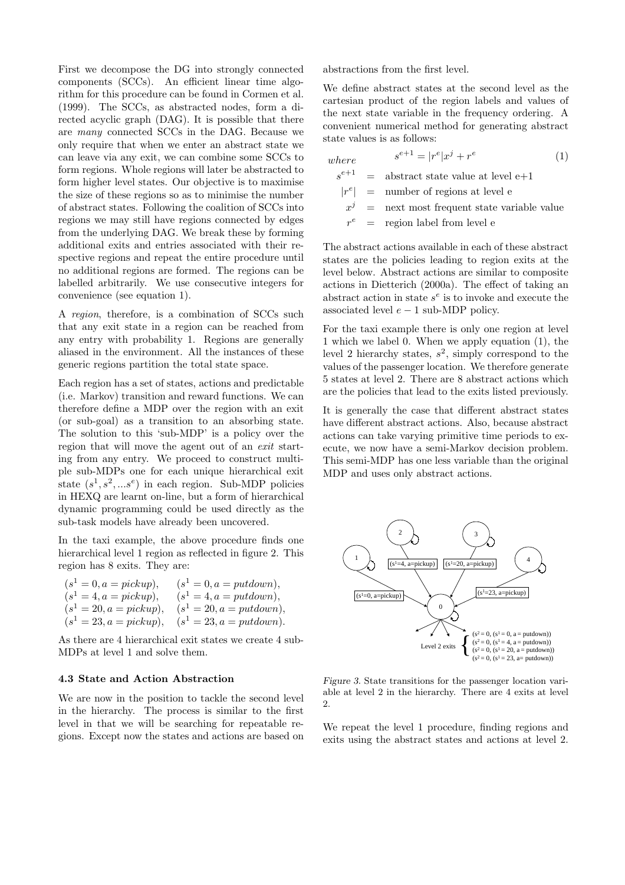First we decompose the DG into strongly connected components (SCCs). An efficient linear time algorithm for this procedure can be found in Cormen et al. (1999). The SCCs, as abstracted nodes, form a directed acyclic graph (DAG). It is possible that there are *many* connected SCCs in the DAG. Because we only require that when we enter an abstract state we can leave via any exit, we can combine some SCCs to form regions. Whole regions will later be abstracted to form higher level states. Our objective is to maximise the size of these regions so as to minimise the number of abstract states. Following the coalition of SCCs into regions we may still have regions connected by edges from the underlying DAG. We break these by forming additional exits and entries associated with their respective regions and repeat the entire procedure until no additional regions are formed. The regions can be labelled arbitrarily. We use consecutive integers for convenience (see equation 1).

A *region*, therefore, is a combination of SCCs such that any exit state in a region can be reached from any entry with probability 1. Regions are generally aliased in the environment. All the instances of these generic regions partition the total state space.

Each region has a set of states, actions and predictable (i.e. Markov) transition and reward functions. We can therefore define a MDP over the region with an exit (or sub-goal) as a transition to an absorbing state. The solution to this 'sub-MDP' is a policy over the region that will move the agent out of an *exit* starting from any entry. We proceed to construct multiple sub-MDPs one for each unique hierarchical exit state $(s^1, s^2, ...s^e)$ in each region. Sub-MDP policies in HEXQ are learnt on-line, but a form of hierarchical dynamic programming could be used directly as the sub-task models have already been uncovered.

In the taxi example, the above procedure finds one hierarchical level 1 region as reflected in figure 2. This region has 8 exits. They are:

$(s^1 = 0, a = pickup)$, $(s^1 = 0, a = putdown)$,
$(s^1 = 4, a = pickup)$, $(s^1 = 4, a = putdown)$,
$(s^1 = 20, a = pickup)$, $(s^1 = 20, a = putdown)$,
$(s^1 = 23, a = pickup)$, $(s^1 = 23, a = putdown)$.

As there are 4 hierarchical exit states we create 4 sub-MDPs at level 1 and solve them.

### 4.3 State and Action Abstraction

We are now in the position to tackle the second level in the hierarchy. The process is similar to the first level in that we will be searching for repeatable regions. Except now the states and actions are based on abstractions from the first level.

We define abstract states at the second level as the cartesian product of the region labels and values of the next state variable in the frequency ordering. A convenient numerical method for generating abstract state values is as follows:

$$s^{e+1} = |r^e|x^j + r^e \tag{1}$$

where

$s^{e+1}$ = abstract state value at level e+1
$|r^e|$ = number of regions at level e
$x^j$ = next most frequent state variable value
$r^e$ = region label from level e

The abstract actions available in each of these abstract states are the policies leading to region exits at the level below. Abstract actions are similar to composite actions in Dietterich (2000a). The effect of taking an abstract action in state $s^e$ is to invoke and execute the associated level $e - 1$ sub-MDP policy.

For the taxi example there is only one region at level 1 which we label 0. When we apply equation (1), the level 2 hierarchy states, $s^2$, simply correspond to the values of the passenger location. We therefore generate 5 states at level 2. There are 8 abstract actions which are the policies that lead to the exits listed previously.

It is generally the case that different abstract states have different abstract actions. Also, because abstract actions can take varying primitive time periods to execute, we now have a semi-Markov decision problem. This semi-MDP has one less variable than the original MDP and uses only abstract actions.

*Figure 3.* State transitions for the passenger location variable at level 2 in the hierarchy. There are 4 exits at level 2.

We repeat the level 1 procedure, finding regions and exits using the abstract states and actions at level 2.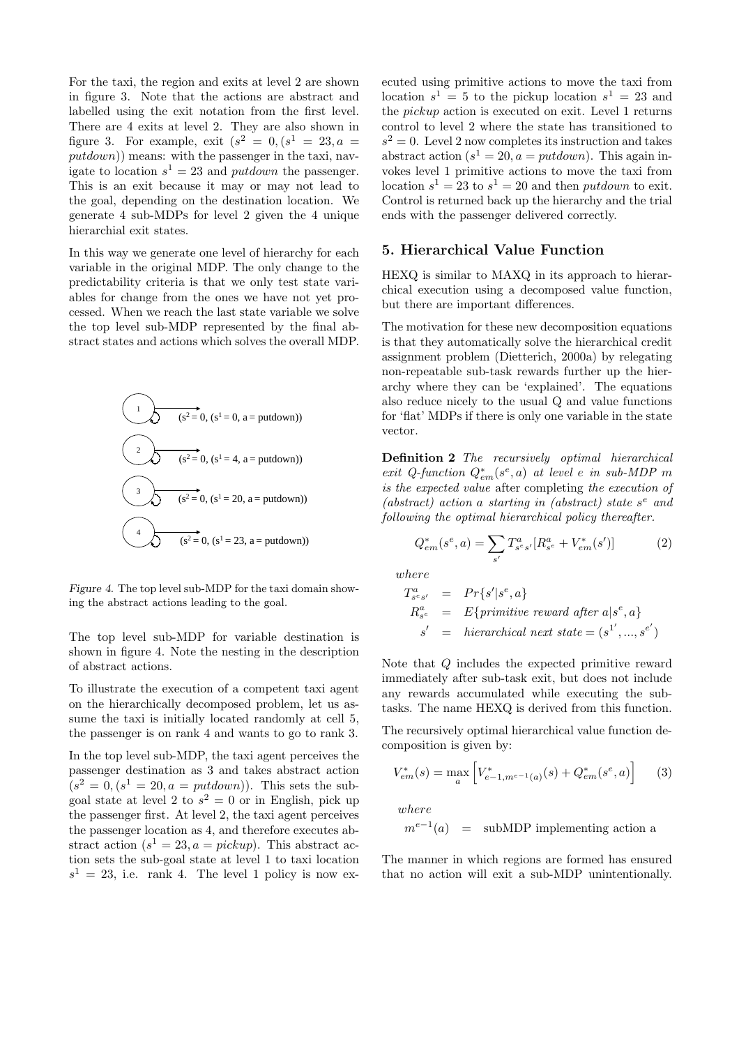For the taxi, the region and exits at level 2 are shown in figure 3. Note that the actions are abstract and labelled using the exit notation from the first level. There are 4 exits at level 2. They are also shown in figure 3. For example, exit $(s^2 = 0, (s^1 = 23, a = putdown))$ means: with the passenger in the taxi, navigate to location $s^1 = 23$ and *putdown* the passenger. This is an exit because it may or may not lead to the goal, depending on the destination location. We generate 4 sub-MDPs for level 2 given the 4 unique hierarchial exit states.

In this way we generate one level of hierarchy for each variable in the original MDP. The only change to the predictability criteria is that we only test state variables for change from the ones we have not yet processed. When we reach the last state variable we solve the top level sub-MDP represented by the final abstract states and actions which solves the overall MDP.

1 $(s^2 = 0, (s^1 = 0, a = \text{putdown}))$

2 $(s^2 = 0, (s^1 = 4, a = \text{putdown}))$

3 $(s^2 = 0, (s^1 = 20, a = \text{putdown}))$

4 $(s^2 = 0, (s^1 = 23, a = \text{putdown}))$

*Figure 4.* The top level sub-MDP for the taxi domain showing the abstract actions leading to the goal.

The top level sub-MDP for variable destination is shown in figure 4. Note the nesting in the description of abstract actions.

To illustrate the execution of a competent taxi agent on the hierarchically decomposed problem, let us assume the taxi is initially located randomly at cell 5, the passenger is on rank 4 and wants to go to rank 3.

In the top level sub-MDP, the taxi agent perceives the passenger destination as 3 and takes abstract action $(s^2 = 0, (s^1 = 20, a = putdown))$. This sets the subgoal state at level 2 to $s^2 = 0$ or in English, pick up the passenger first. At level 2, the taxi agent perceives the passenger location as 4, and therefore executes abstract action $(s^1 = 23, a = pickup)$. This abstract action sets the sub-goal state at level 1 to taxi location $s^1 = 23$, i.e. rank 4. The level 1 policy is now executed using primitive actions to move the taxi from location $s^1 = 5$ to the pickup location $s^1 = 23$ and the *pickup* action is executed on exit. Level 1 returns control to level 2 where the state has transitioned to $s^2 = 0$. Level 2 now completes its instruction and takes abstract action $(s^1 = 20, a = putdown)$. This again invokes level 1 primitive actions to move the taxi from location $s^1 = 23$ to $s^1 = 20$ and then *putdown* to exit. Control is returned back up the hierarchy and the trial ends with the passenger delivered correctly.

## 5. Hierarchical Value Function

HEXQ is similar to MAXQ in its approach to hierarchical execution using a decomposed value function, but there are important differences.

The motivation for these new decomposition equations is that they automatically solve the hierarchical credit assignment problem (Dietterich, 2000a) by relegating non-repeatable sub-task rewards further up the hierarchy where they can be 'explained'. The equations also reduce nicely to the usual Q and value functions for 'flat' MDPs if there is only one variable in the state vector.

**Definition 2** *The recursively optimal hierarchical exit Q-function $Q^*_{em}(s^e, a)$ at level e in sub-MDP m is the expected value* after completing *the execution of (abstract) action a starting in (abstract) state $s^e$ and following the optimal hierarchical policy thereafter.*

$$Q^*_{em}(s^e, a) = \sum_{s'} T^a_{s^e s'}[R^a_{s^e} + V^*_{em}(s')] \qquad (2)$$

*where*

$$\begin{aligned} T^a_{s^e s'} &= Pr\{s'|s^e, a\} \\ R^a_{s^e} &= E\{\textit{primitive reward after } a|s^e, a\} \\ s' &= \textit{hierarchical next state} = (s^{1'}, ..., s^{e'}) \end{aligned}$$

Note that $Q$ includes the expected primitive reward immediately after sub-task exit, but does not include any rewards accumulated while executing the subtasks. The name HEXQ is derived from this function.

The recursively optimal hierarchical value function decomposition is given by:

$$V^*_{em}(s) = \max_a \left[V^*_{e-1,m^{e-1}(a)}(s) + Q^*_{em}(s^e, a)\right] \qquad (3)$$

*where*

$$m^{e-1}(a) \;\; = \;\; \text{subMDP implementing action a}$$

The manner in which regions are formed has ensured that no action will exit a sub-MDP unintentionally.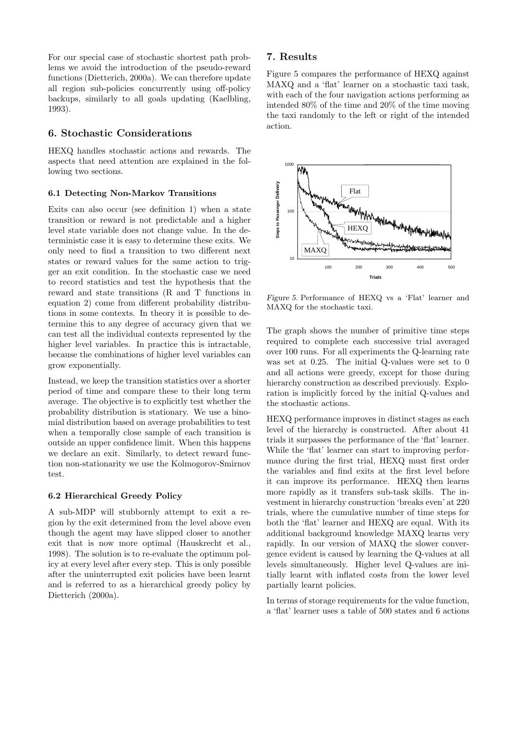For our special case of stochastic shortest path problems we avoid the introduction of the pseudo-reward functions (Dietterich, 2000a). We can therefore update all region sub-policies concurrently using off-policy backups, similarly to all goals updating (Kaelbling, 1993).

## 6. Stochastic Considerations

HEXQ handles stochastic actions and rewards. The aspects that need attention are explained in the following two sections.

### 6.1 Detecting Non-Markov Transitions

Exits can also occur (see definition 1) when a state transition or reward is not predictable and a higher level state variable does not change value. In the deterministic case it is easy to determine these exits. We only need to find a transition to two different next states or reward values for the same action to trigger an exit condition. In the stochastic case we need to record statistics and test the hypothesis that the reward and state transitions (R and T functions in equation 2) come from different probability distributions in some contexts. In theory it is possible to determine this to any degree of accuracy given that we can test all the individual contexts represented by the higher level variables. In practice this is intractable, because the combinations of higher level variables can grow exponentially.

Instead, we keep the transition statistics over a shorter period of time and compare these to their long term average. The objective is to explicitly test whether the probability distribution is stationary. We use a binomial distribution based on average probabilities to test when a temporally close sample of each transition is outside an upper confidence limit. When this happens we declare an exit. Similarly, to detect reward function non-stationarity we use the Kolmogorov-Smirnov test.

### 6.2 Hierarchical Greedy Policy

A sub-MDP will stubbornly attempt to exit a region by the exit determined from the level above even though the agent may have slipped closer to another exit that is now more optimal (Hauskrecht et al., 1998). The solution is to re-evaluate the optimum policy at every level after every step. This is only possible after the uninterrupted exit policies have been learnt and is referred to as a hierarchical greedy policy by Dietterich (2000a).

## 7. Results

Figure 5 compares the performance of HEXQ against MAXQ and a 'flat' learner on a stochastic taxi task, with each of the four navigation actions performing as intended 80% of the time and 20% of the time moving the taxi randomly to the left or right of the intended action.

*Figure 5.* Performance of HEXQ vs a 'Flat' learner and MAXQ for the stochastic taxi.

The graph shows the number of primitive time steps required to complete each successive trial averaged over 100 runs. For all experiments the Q-learning rate was set at 0.25. The initial Q-values were set to 0 and all actions were greedy, except for those during hierarchy construction as described previously. Exploration is implicitly forced by the initial Q-values and the stochastic actions.

HEXQ performance improves in distinct stages as each level of the hierarchy is constructed. After about 41 trials it surpasses the performance of the 'flat' learner. While the 'flat' learner can start to improving performance during the first trial, HEXQ must first order the variables and find exits at the first level before it can improve its performance. HEXQ then learns more rapidly as it transfers sub-task skills. The investment in hierarchy construction 'breaks even' at 220 trials, where the cumulative number of time steps for both the 'flat' learner and HEXQ are equal. With its additional background knowledge MAXQ learns very rapidly. In our version of MAXQ the slower convergence evident is caused by learning the Q-values at all levels simultaneously. Higher level Q-values are initially learnt with inflated costs from the lower level partially learnt policies.

In terms of storage requirements for the value function, a 'flat' learner uses a table of 500 states and 6 actions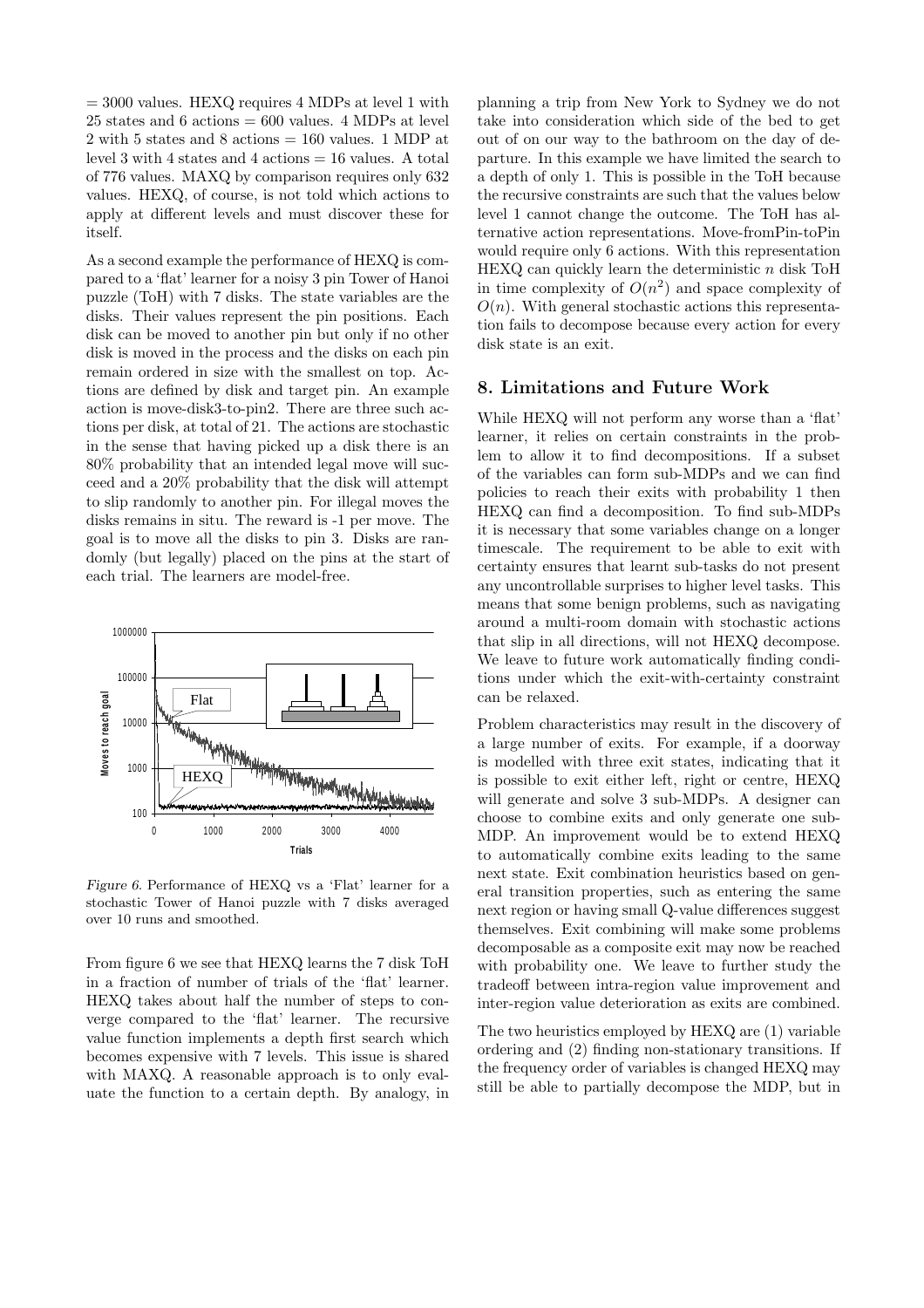= 3000 values. HEXQ requires 4 MDPs at level 1 with 25 states and 6 actions = 600 values. 4 MDPs at level 2 with 5 states and 8 actions = 160 values. 1 MDP at level 3 with 4 states and 4 actions = 16 values. A total of 776 values. MAXQ by comparison requires only 632 values. HEXQ, of course, is not told which actions to apply at different levels and must discover these for itself.

As a second example the performance of HEXQ is compared to a 'flat' learner for a noisy 3 pin Tower of Hanoi puzzle (ToH) with 7 disks. The state variables are the disks. Their values represent the pin positions. Each disk can be moved to another pin but only if no other disk is moved in the process and the disks on each pin remain ordered in size with the smallest on top. Actions are defined by disk and target pin. An example action is move-disk3-to-pin2. There are three such actions per disk, at total of 21. The actions are stochastic in the sense that having picked up a disk there is an 80% probability that an intended legal move will succeed and a 20% probability that the disk will attempt to slip randomly to another pin. For illegal moves the disks remains in situ. The reward is -1 per move. The goal is to move all the disks to pin 3. Disks are randomly (but legally) placed on the pins at the start of each trial. The learners are model-free.

*Figure 6.* Performance of HEXQ vs a 'Flat' learner for a stochastic Tower of Hanoi puzzle with 7 disks averaged over 10 runs and smoothed.

From figure 6 we see that HEXQ learns the 7 disk ToH in a fraction of number of trials of the 'flat' learner. HEXQ takes about half the number of steps to converge compared to the 'flat' learner. The recursive value function implements a depth first search which becomes expensive with 7 levels. This issue is shared with MAXQ. A reasonable approach is to only evaluate the function to a certain depth. By analogy, in planning a trip from New York to Sydney we do not take into consideration which side of the bed to get out of on our way to the bathroom on the day of departure. In this example we have limited the search to a depth of only 1. This is possible in the ToH because the recursive constraints are such that the values below level 1 cannot change the outcome. The ToH has alternative action representations. Move-fromPin-toPin would require only 6 actions. With this representation HEXQ can quickly learn the deterministic $n$ disk ToH in time complexity of $O(n^2)$ and space complexity of $O(n)$. With general stochastic actions this representation fails to decompose because every action for every disk state is an exit.

## 8. Limitations and Future Work

While HEXQ will not perform any worse than a 'flat' learner, it relies on certain constraints in the problem to allow it to find decompositions. If a subset of the variables can form sub-MDPs and we can find policies to reach their exits with probability 1 then HEXQ can find a decomposition. To find sub-MDPs it is necessary that some variables change on a longer timescale. The requirement to be able to exit with certainty ensures that learnt sub-tasks do not present any uncontrollable surprises to higher level tasks. This means that some benign problems, such as navigating around a multi-room domain with stochastic actions that slip in all directions, will not HEXQ decompose. We leave to future work automatically finding conditions under which the exit-with-certainty constraint can be relaxed.

Problem characteristics may result in the discovery of a large number of exits. For example, if a doorway is modelled with three exit states, indicating that it is possible to exit either left, right or centre, HEXQ will generate and solve 3 sub-MDPs. A designer can choose to combine exits and only generate one sub-MDP. An improvement would be to extend HEXQ to automatically combine exits leading to the same next state. Exit combination heuristics based on general transition properties, such as entering the same next region or having small Q-value differences suggest themselves. Exit combining will make some problems decomposable as a composite exit may now be reached with probability one. We leave to further study the tradeoff between intra-region value improvement and inter-region value deterioration as exits are combined.

The two heuristics employed by HEXQ are (1) variable ordering and (2) finding non-stationary transitions. If the frequency order of variables is changed HEXQ may still be able to partially decompose the MDP, but in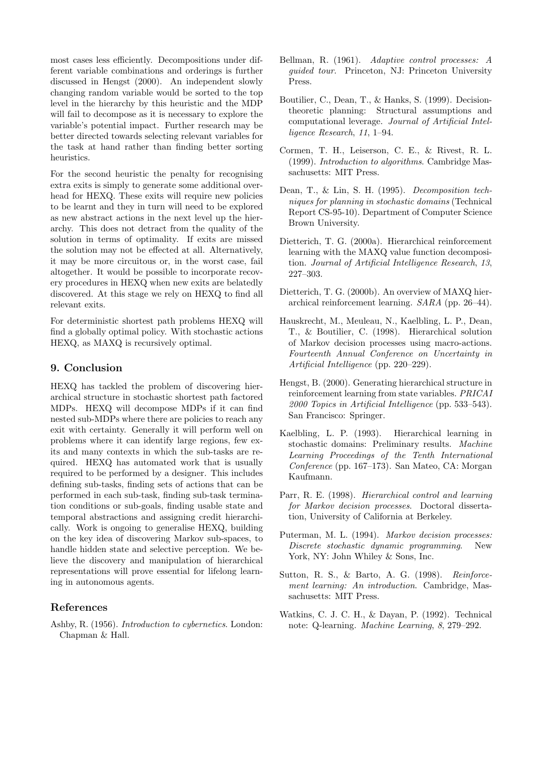most cases less efficiently. Decompositions under different variable combinations and orderings is further discussed in Hengst (2000). An independent slowly changing random variable would be sorted to the top level in the hierarchy by this heuristic and the MDP will fail to decompose as it is necessary to explore the variable's potential impact. Further research may be better directed towards selecting relevant variables for the task at hand rather than finding better sorting heuristics.

For the second heuristic the penalty for recognising extra exits is simply to generate some additional overhead for HEXQ. These exits will require new policies to be learnt and they in turn will need to be explored as new abstract actions in the next level up the hierarchy. This does not detract from the quality of the solution in terms of optimality. If exits are missed the solution may not be effected at all. Alternatively, it may be more circuitous or, in the worst case, fail altogether. It would be possible to incorporate recovery procedures in HEXQ when new exits are belatedly discovered. At this stage we rely on HEXQ to find all relevant exits.

For deterministic shortest path problems HEXQ will find a globally optimal policy. With stochastic actions HEXQ, as MAXQ is recursively optimal.

## 9. Conclusion

HEXQ has tackled the problem of discovering hierarchical structure in stochastic shortest path factored MDPs. HEXQ will decompose MDPs if it can find nested sub-MDPs where there are policies to reach any exit with certainty. Generally it will perform well on problems where it can identify large regions, few exits and many contexts in which the sub-tasks are required. HEXQ has automated work that is usually required to be performed by a designer. This includes defining sub-tasks, finding sets of actions that can be performed in each sub-task, finding sub-task termination conditions or sub-goals, finding usable state and temporal abstractions and assigning credit hierarchically. Work is ongoing to generalise HEXQ, building on the key idea of discovering Markov sub-spaces, to handle hidden state and selective perception. We believe the discovery and manipulation of hierarchical representations will prove essential for lifelong learning in autonomous agents.

## References

Ashby, R. (1956). *Introduction to cybernetics*. London: Chapman & Hall.

Bellman, R. (1961). *Adaptive control processes: A guided tour*. Princeton, NJ: Princeton University Press.

Boutilier, C., Dean, T., & Hanks, S. (1999). Decision-theoretic planning: Structural assumptions and computational leverage. *Journal of Artificial Intelligence Research*, *11*, 1–94.

Cormen, T. H., Leiserson, C. E., & Rivest, R. L. (1999). *Introduction to algorithms*. Cambridge Massachusetts: MIT Press.

Dean, T., & Lin, S. H. (1995). *Decomposition techniques for planning in stochastic domains* (Technical Report CS-95-10). Department of Computer Science Brown University.

Dietterich, T. G. (2000a). Hierarchical reinforcement learning with the MAXQ value function decomposition. *Journal of Artificial Intelligence Research*, *13*, 227–303.

Dietterich, T. G. (2000b). An overview of MAXQ hierarchical reinforcement learning. *SARA* (pp. 26–44).

Hauskrecht, M., Meuleau, N., Kaelbling, L. P., Dean, T., & Boutilier, C. (1998). Hierarchical solution of Markov decision processes using macro-actions. *Fourteenth Annual Conference on Uncertainty in Artificial Intelligence* (pp. 220–229).

Hengst, B. (2000). Generating hierarchical structure in reinforcement learning from state variables. *PRICAI 2000 Topics in Artificial Intelligence* (pp. 533–543). San Francisco: Springer.

Kaelbling, L. P. (1993). Hierarchical learning in stochastic domains: Preliminary results. *Machine Learning Proceedings of the Tenth International Conference* (pp. 167–173). San Mateo, CA: Morgan Kaufmann.

Parr, R. E. (1998). *Hierarchical control and learning for Markov decision processes*. Doctoral dissertation, University of California at Berkeley.

Puterman, M. L. (1994). *Markov decision processes: Discrete stochastic dynamic programming*. New York, NY: John Whiley & Sons, Inc.

Sutton, R. S., & Barto, A. G. (1998). *Reinforcement learning: An introduction*. Cambridge, Massachusetts: MIT Press.

Watkins, C. J. C. H., & Dayan, P. (1992). Technical note: Q-learning. *Machine Learning*, *8*, 279–292.